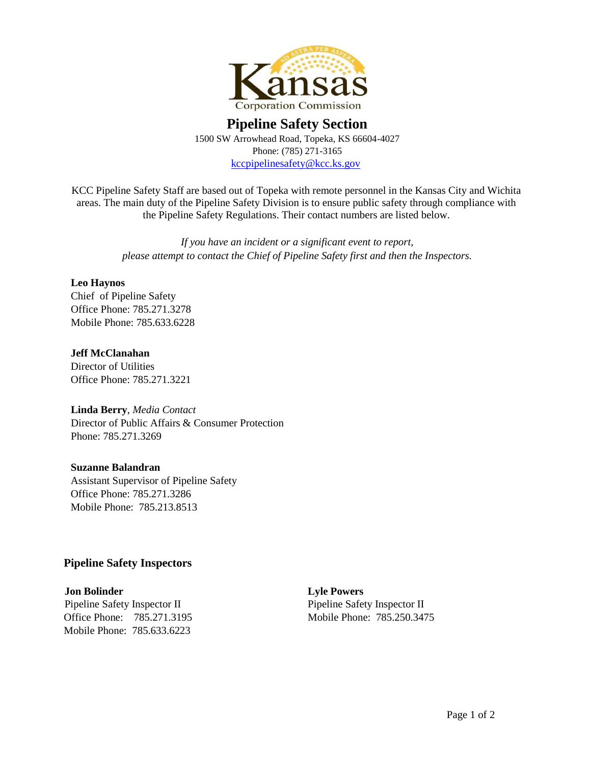Kansas Corporation Commission

# Pipeline Safety Section

1500 SW Arrowhead Road, Topeka, KS 66604-4027
Phone: (785) 271-3165
kccpipelinesafety@kcc.ks.gov

KCC Pipeline Safety Staff are based out of Topeka with remote personnel in the Kansas City and Wichita areas. The main duty of the Pipeline Safety Division is to ensure public safety through compliance with the Pipeline Safety Regulations. Their contact numbers are listed below.

*If you have an incident or a significant event to report, please attempt to contact the Chief of Pipeline Safety first and then the Inspectors.*

**Leo Haynos**
Chief of Pipeline Safety
Office Phone: 785.271.3278
Mobile Phone: 785.633.6228

**Jeff McClanahan**
Director of Utilities
Office Phone: 785.271.3221

**Linda Berry**, *Media Contact*
Director of Public Affairs & Consumer Protection
Phone: 785.271.3269

**Suzanne Balandran**
Assistant Supervisor of Pipeline Safety
Office Phone: 785.271.3286
Mobile Phone: 785.213.8513

## Pipeline Safety Inspectors

**Jon Bolinder**
Pipeline Safety Inspector II
Office Phone: 785.271.3195
Mobile Phone: 785.633.6223

**Lyle Powers**
Pipeline Safety Inspector II
Mobile Phone: 785.250.3475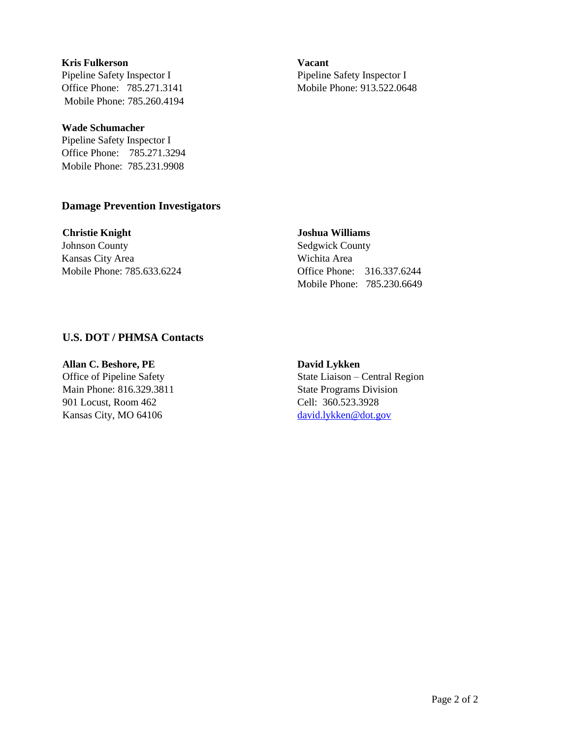**Kris Fulkerson**
Pipeline Safety Inspector I
Office Phone: 785.271.3141
Mobile Phone: 785.260.4194

**Vacant**
Pipeline Safety Inspector I
Mobile Phone: 913.522.0648

**Wade Schumacher**
Pipeline Safety Inspector I
Office Phone: 785.271.3294
Mobile Phone: 785.231.9908

## Damage Prevention Investigators

**Christie Knight**
Johnson County
Kansas City Area
Mobile Phone: 785.633.6224

**Joshua Williams**
Sedgwick County
Wichita Area
Office Phone: 316.337.6244
Mobile Phone: 785.230.6649

## U.S. DOT / PHMSA Contacts

**Allan C. Beshore, PE**
Office of Pipeline Safety
Main Phone: 816.329.3811
901 Locust, Room 462
Kansas City, MO 64106

**David Lykken**
State Liaison – Central Region
State Programs Division
Cell: 360.523.3928
david.lykken@dot.gov